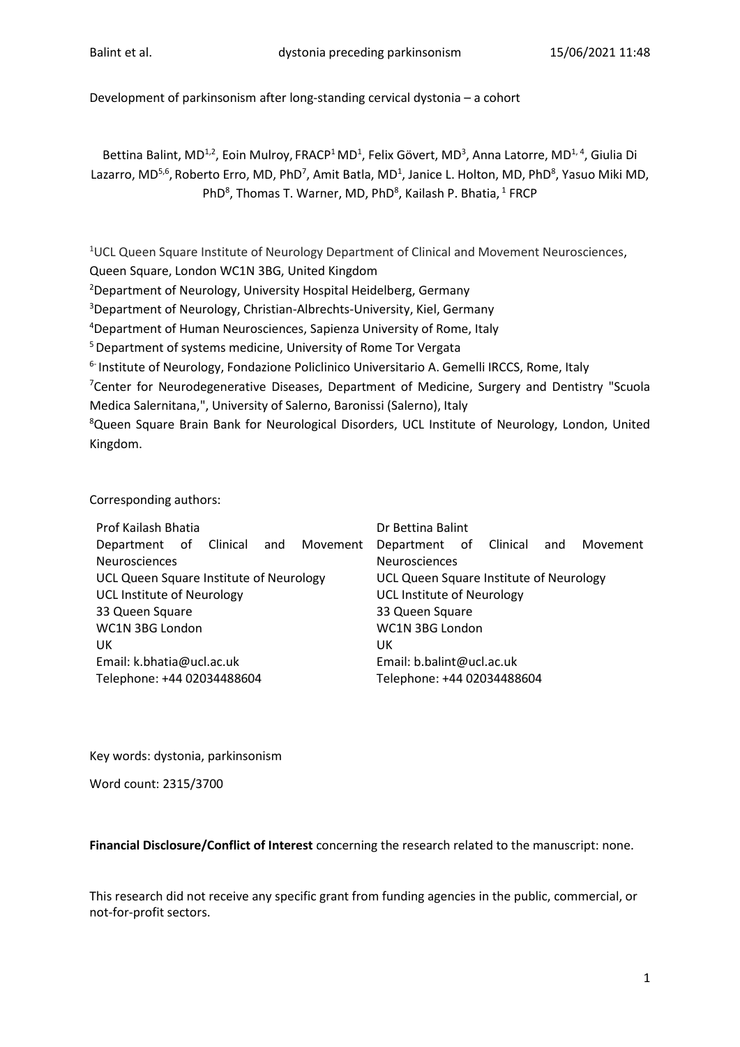Development of parkinsonism after long-standing cervical dystonia – a cohort

Bettina Balint, MD[1,2], Eoin Mulroy, FRACP[1] MD[1], Felix Gövert, MD[3], Anna Latorre, MD[1,4], Giulia Di Lazarro, MD[5,6], Roberto Erro, MD, PhD[7], Amit Batla, MD[1], Janice L. Holton, MD, PhD[8], Yasuo Miki MD, PhD[8], Thomas T. Warner, MD, PhD[8], Kailash P. Bhatia, [1] FRCP

[1]UCL Queen Square Institute of Neurology Department of Clinical and Movement Neurosciences, Queen Square, London WC1N 3BG, United Kingdom

[2]Department of Neurology, University Hospital Heidelberg, Germany

[3]Department of Neurology, Christian-Albrechts-University, Kiel, Germany

[4]Department of Human Neurosciences, Sapienza University of Rome, Italy

[5]Department of systems medicine, University of Rome Tor Vergata

[6]Institute of Neurology, Fondazione Policlinico Universitario A. Gemelli IRCCS, Rome, Italy

[7]Center for Neurodegenerative Diseases, Department of Medicine, Surgery and Dentistry "Scuola Medica Salernitana,", University of Salerno, Baronissi (Salerno), Italy

[8]Queen Square Brain Bank for Neurological Disorders, UCL Institute of Neurology, London, United Kingdom.

Corresponding authors:

Prof Kailash Bhatia
Department of Clinical and Movement Neurosciences
UCL Queen Square Institute of Neurology
UCL Institute of Neurology
33 Queen Square
WC1N 3BG London
UK
Email: k.bhatia@ucl.ac.uk
Telephone: +44 02034488604

Dr Bettina Balint
Department of Clinical and Movement Neurosciences
UCL Queen Square Institute of Neurology
UCL Institute of Neurology
33 Queen Square
WC1N 3BG London
UK
Email: b.balint@ucl.ac.uk
Telephone: +44 02034488604

Key words: dystonia, parkinsonism

Word count: 2315/3700

**Financial Disclosure/Conflict of Interest** concerning the research related to the manuscript: none.

This research did not receive any specific grant from funding agencies in the public, commercial, or not-for-profit sectors.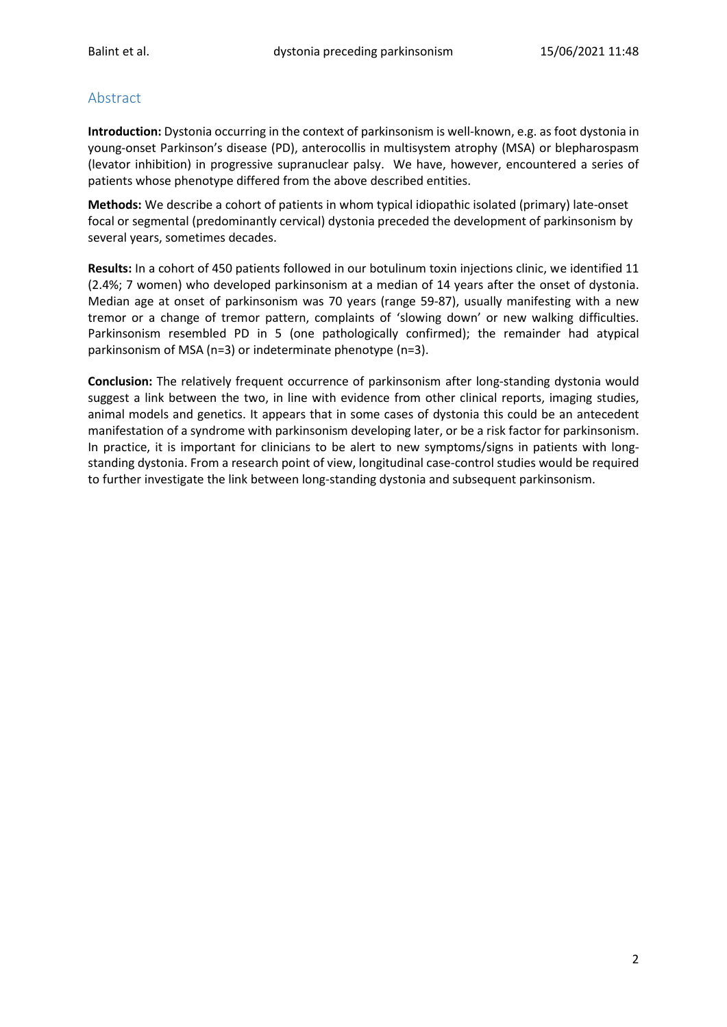## Abstract

**Introduction:** Dystonia occurring in the context of parkinsonism is well-known, e.g. as foot dystonia in young-onset Parkinson's disease (PD), anterocollis in multisystem atrophy (MSA) or blepharospasm (levator inhibition) in progressive supranuclear palsy. We have, however, encountered a series of patients whose phenotype differed from the above described entities.

**Methods:** We describe a cohort of patients in whom typical idiopathic isolated (primary) late-onset focal or segmental (predominantly cervical) dystonia preceded the development of parkinsonism by several years, sometimes decades.

**Results:** In a cohort of 450 patients followed in our botulinum toxin injections clinic, we identified 11 (2.4%; 7 women) who developed parkinsonism at a median of 14 years after the onset of dystonia. Median age at onset of parkinsonism was 70 years (range 59-87), usually manifesting with a new tremor or a change of tremor pattern, complaints of 'slowing down' or new walking difficulties. Parkinsonism resembled PD in 5 (one pathologically confirmed); the remainder had atypical parkinsonism of MSA (n=3) or indeterminate phenotype (n=3).

**Conclusion:** The relatively frequent occurrence of parkinsonism after long-standing dystonia would suggest a link between the two, in line with evidence from other clinical reports, imaging studies, animal models and genetics. It appears that in some cases of dystonia this could be an antecedent manifestation of a syndrome with parkinsonism developing later, or be a risk factor for parkinsonism. In practice, it is important for clinicians to be alert to new symptoms/signs in patients with long-standing dystonia. From a research point of view, longitudinal case-control studies would be required to further investigate the link between long-standing dystonia and subsequent parkinsonism.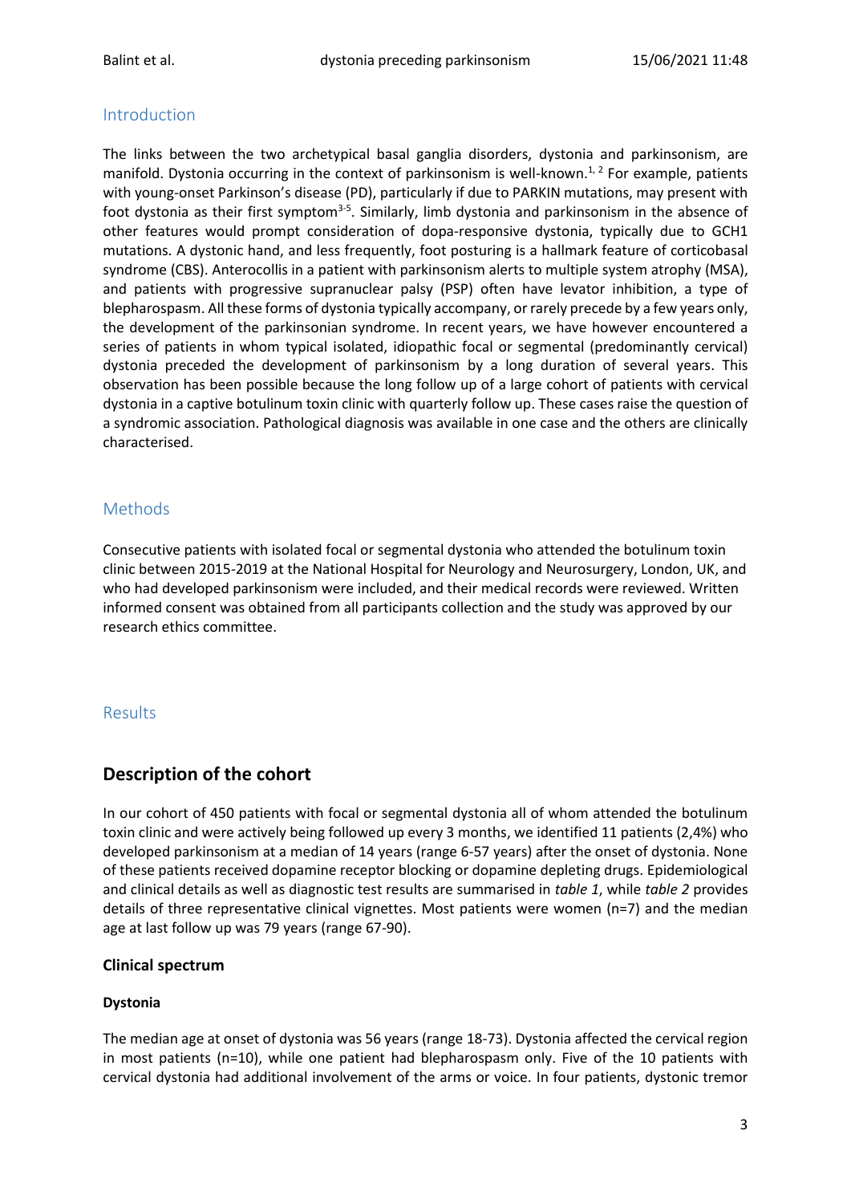## Introduction

The links between the two archetypical basal ganglia disorders, dystonia and parkinsonism, are manifold. Dystonia occurring in the context of parkinsonism is well-known.[1, 2] For example, patients with young-onset Parkinson's disease (PD), particularly if due to PARKIN mutations, may present with foot dystonia as their first symptom[3-5]. Similarly, limb dystonia and parkinsonism in the absence of other features would prompt consideration of dopa-responsive dystonia, typically due to GCH1 mutations. A dystonic hand, and less frequently, foot posturing is a hallmark feature of corticobasal syndrome (CBS). Anterocollis in a patient with parkinsonism alerts to multiple system atrophy (MSA), and patients with progressive supranuclear palsy (PSP) often have levator inhibition, a type of blepharospasm. All these forms of dystonia typically accompany, or rarely precede by a few years only, the development of the parkinsonian syndrome. In recent years, we have however encountered a series of patients in whom typical isolated, idiopathic focal or segmental (predominantly cervical) dystonia preceded the development of parkinsonism by a long duration of several years. This observation has been possible because the long follow up of a large cohort of patients with cervical dystonia in a captive botulinum toxin clinic with quarterly follow up. These cases raise the question of a syndromic association. Pathological diagnosis was available in one case and the others are clinically characterised.

## Methods

Consecutive patients with isolated focal or segmental dystonia who attended the botulinum toxin clinic between 2015-2019 at the National Hospital for Neurology and Neurosurgery, London, UK, and who had developed parkinsonism were included, and their medical records were reviewed. Written informed consent was obtained from all participants collection and the study was approved by our research ethics committee.

## Results

## Description of the cohort

In our cohort of 450 patients with focal or segmental dystonia all of whom attended the botulinum toxin clinic and were actively being followed up every 3 months, we identified 11 patients (2,4%) who developed parkinsonism at a median of 14 years (range 6-57 years) after the onset of dystonia. None of these patients received dopamine receptor blocking or dopamine depleting drugs. Epidemiological and clinical details as well as diagnostic test results are summarised in *table 1*, while *table 2* provides details of three representative clinical vignettes. Most patients were women (n=7) and the median age at last follow up was 79 years (range 67-90).

### Clinical spectrum

#### Dystonia

The median age at onset of dystonia was 56 years (range 18-73). Dystonia affected the cervical region in most patients (n=10), while one patient had blepharospasm only. Five of the 10 patients with cervical dystonia had additional involvement of the arms or voice. In four patients, dystonic tremor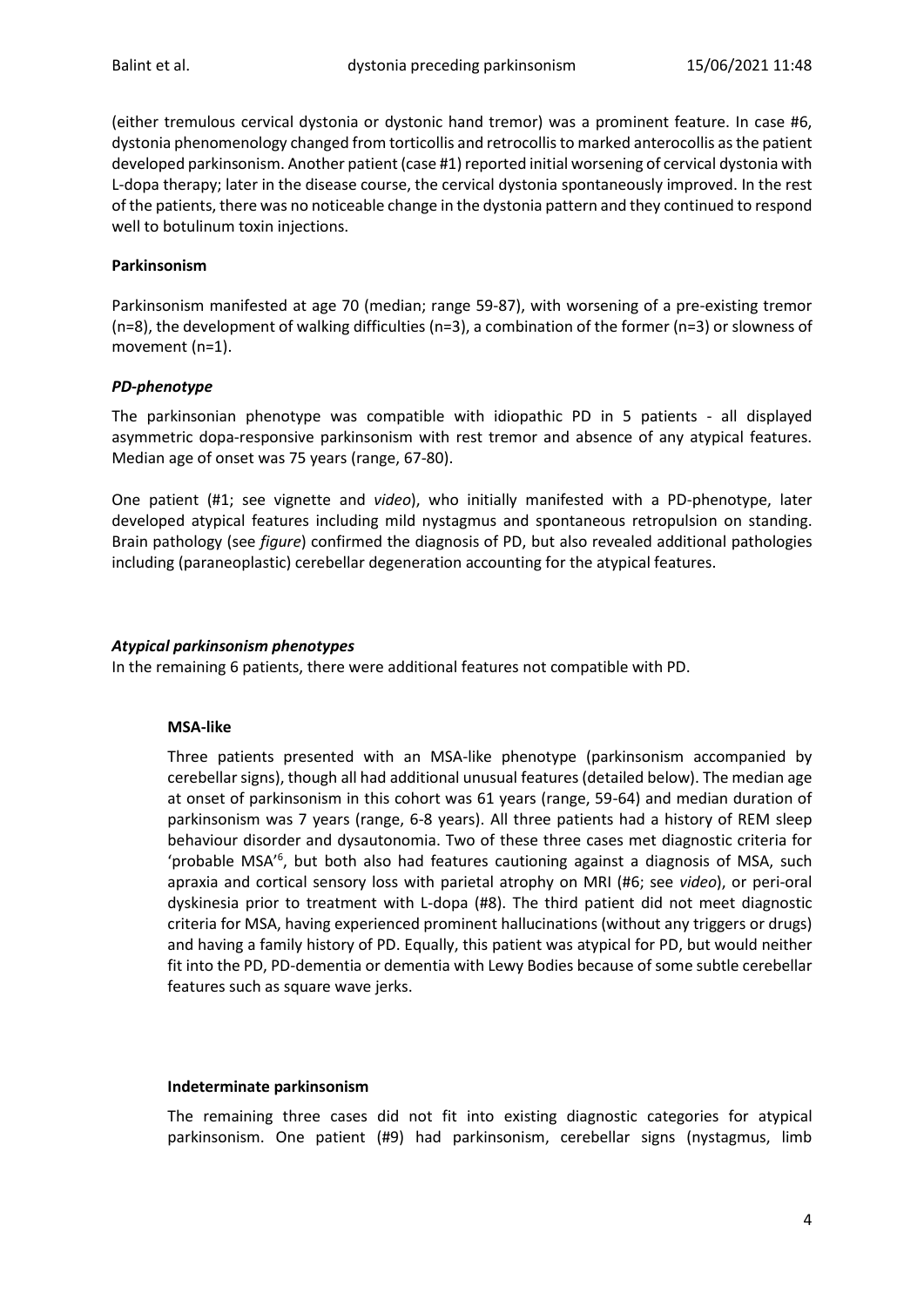(either tremulous cervical dystonia or dystonic hand tremor) was a prominent feature. In case #6, dystonia phenomenology changed from torticollis and retrocollis to marked anterocollis as the patient developed parkinsonism. Another patient (case #1) reported initial worsening of cervical dystonia with L-dopa therapy; later in the disease course, the cervical dystonia spontaneously improved. In the rest of the patients, there was no noticeable change in the dystonia pattern and they continued to respond well to botulinum toxin injections.

**Parkinsonism**

Parkinsonism manifested at age 70 (median; range 59-87), with worsening of a pre-existing tremor (n=8), the development of walking difficulties (n=3), a combination of the former (n=3) or slowness of movement (n=1).

***PD-phenotype***

The parkinsonian phenotype was compatible with idiopathic PD in 5 patients - all displayed asymmetric dopa-responsive parkinsonism with rest tremor and absence of any atypical features. Median age of onset was 75 years (range, 67-80).

One patient (#1; see vignette and *video*), who initially manifested with a PD-phenotype, later developed atypical features including mild nystagmus and spontaneous retropulsion on standing. Brain pathology (see *figure*) confirmed the diagnosis of PD, but also revealed additional pathologies including (paraneoplastic) cerebellar degeneration accounting for the atypical features.

***Atypical parkinsonism phenotypes***

In the remaining 6 patients, there were additional features not compatible with PD.

**MSA-like**

Three patients presented with an MSA-like phenotype (parkinsonism accompanied by cerebellar signs), though all had additional unusual features (detailed below). The median age at onset of parkinsonism in this cohort was 61 years (range, 59-64) and median duration of parkinsonism was 7 years (range, 6-8 years). All three patients had a history of REM sleep behaviour disorder and dysautonomia. Two of these three cases met diagnostic criteria for 'probable MSA'[6], but both also had features cautioning against a diagnosis of MSA, such apraxia and cortical sensory loss with parietal atrophy on MRI (#6; see *video*), or peri-oral dyskinesia prior to treatment with L-dopa (#8). The third patient did not meet diagnostic criteria for MSA, having experienced prominent hallucinations (without any triggers or drugs) and having a family history of PD. Equally, this patient was atypical for PD, but would neither fit into the PD, PD-dementia or dementia with Lewy Bodies because of some subtle cerebellar features such as square wave jerks.

**Indeterminate parkinsonism**

The remaining three cases did not fit into existing diagnostic categories for atypical parkinsonism. One patient (#9) had parkinsonism, cerebellar signs (nystagmus, limb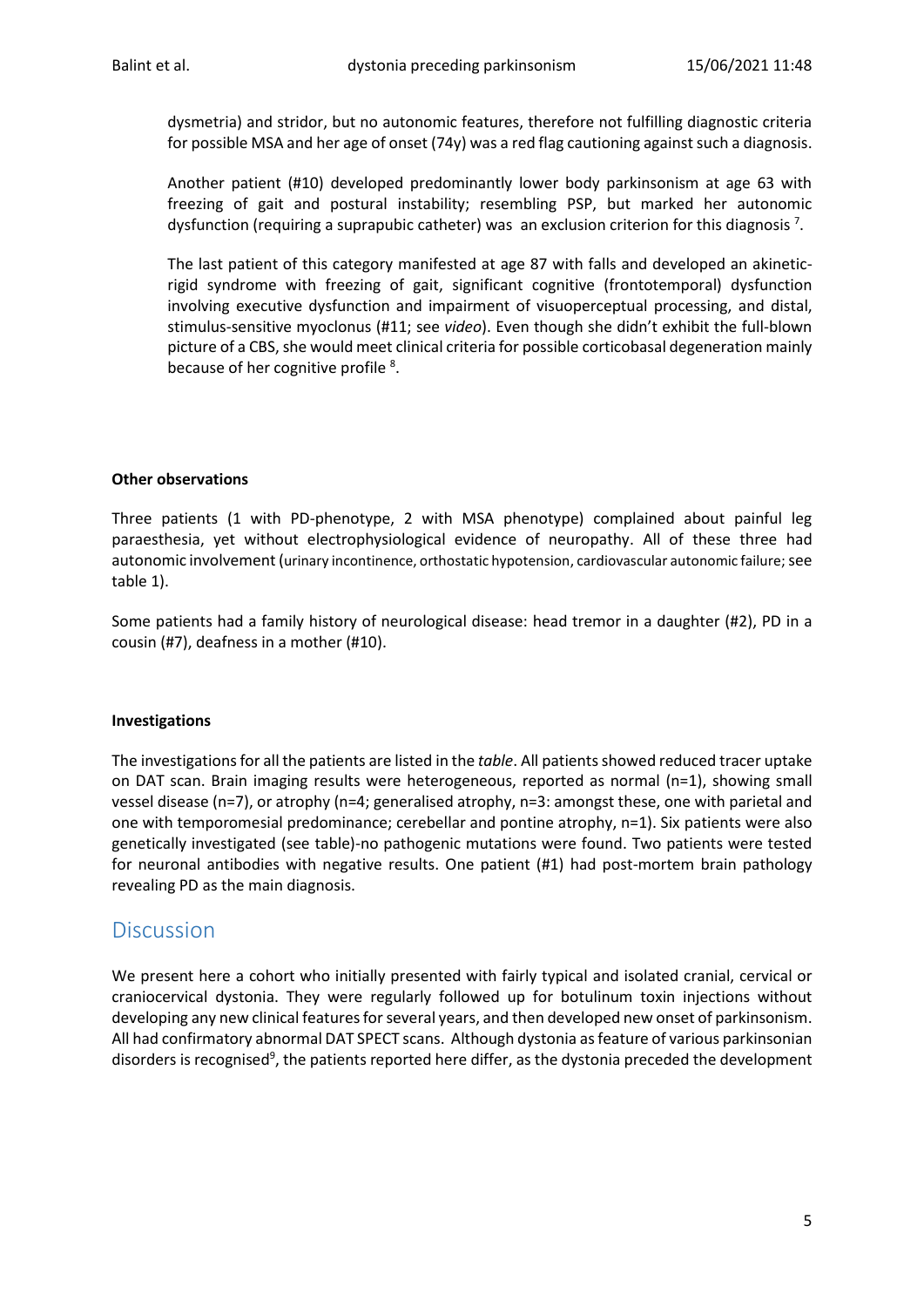dysmetria) and stridor, but no autonomic features, therefore not fulfilling diagnostic criteria for possible MSA and her age of onset (74y) was a red flag cautioning against such a diagnosis.

Another patient (#10) developed predominantly lower body parkinsonism at age 63 with freezing of gait and postural instability; resembling PSP, but marked her autonomic dysfunction (requiring a suprapubic catheter) was an exclusion criterion for this diagnosis [7].

The last patient of this category manifested at age 87 with falls and developed an akinetic-rigid syndrome with freezing of gait, significant cognitive (frontotemporal) dysfunction involving executive dysfunction and impairment of visuoperceptual processing, and distal, stimulus-sensitive myoclonus (#11; see *video*). Even though she didn't exhibit the full-blown picture of a CBS, she would meet clinical criteria for possible corticobasal degeneration mainly because of her cognitive profile [8].

**Other observations**

Three patients (1 with PD-phenotype, 2 with MSA phenotype) complained about painful leg paraesthesia, yet without electrophysiological evidence of neuropathy. All of these three had autonomic involvement (urinary incontinence, orthostatic hypotension, cardiovascular autonomic failure; see table 1).

Some patients had a family history of neurological disease: head tremor in a daughter (#2), PD in a cousin (#7), deafness in a mother (#10).

**Investigations**

The investigations for all the patients are listed in the *table*. All patients showed reduced tracer uptake on DAT scan. Brain imaging results were heterogeneous, reported as normal (n=1), showing small vessel disease (n=7), or atrophy (n=4; generalised atrophy, n=3: amongst these, one with parietal and one with temporomesial predominance; cerebellar and pontine atrophy, n=1). Six patients were also genetically investigated (see table)-no pathogenic mutations were found. Two patients were tested for neuronal antibodies with negative results. One patient (#1) had post-mortem brain pathology revealing PD as the main diagnosis.

## Discussion

We present here a cohort who initially presented with fairly typical and isolated cranial, cervical or craniocervical dystonia. They were regularly followed up for botulinum toxin injections without developing any new clinical features for several years, and then developed new onset of parkinsonism. All had confirmatory abnormal DAT SPECT scans. Although dystonia as feature of various parkinsonian disorders is recognised[9], the patients reported here differ, as the dystonia preceded the development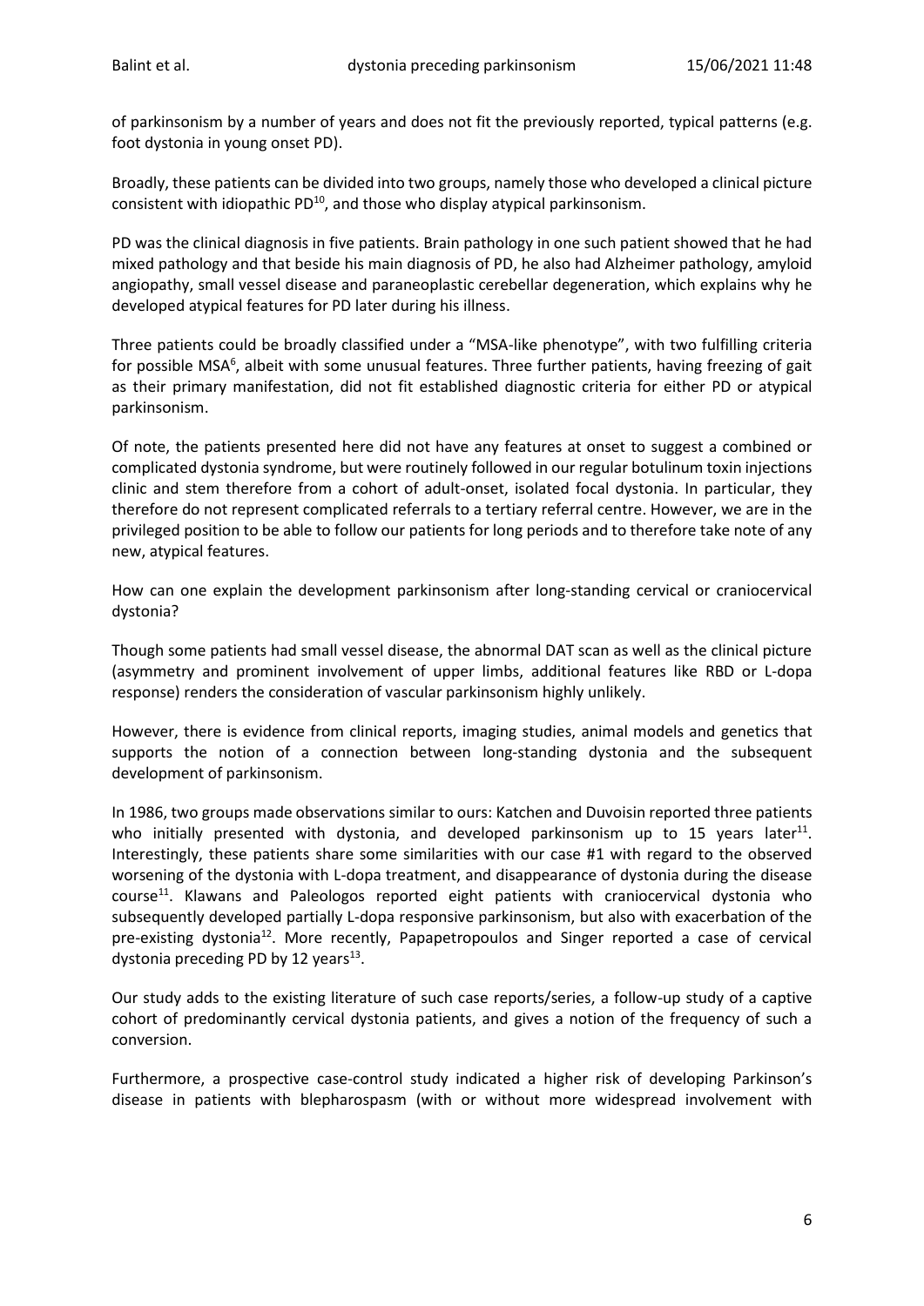of parkinsonism by a number of years and does not fit the previously reported, typical patterns (e.g. foot dystonia in young onset PD).

Broadly, these patients can be divided into two groups, namely those who developed a clinical picture consistent with idiopathic PD[10], and those who display atypical parkinsonism.

PD was the clinical diagnosis in five patients. Brain pathology in one such patient showed that he had mixed pathology and that beside his main diagnosis of PD, he also had Alzheimer pathology, amyloid angiopathy, small vessel disease and paraneoplastic cerebellar degeneration, which explains why he developed atypical features for PD later during his illness.

Three patients could be broadly classified under a "MSA-like phenotype", with two fulfilling criteria for possible MSA[6], albeit with some unusual features. Three further patients, having freezing of gait as their primary manifestation, did not fit established diagnostic criteria for either PD or atypical parkinsonism.

Of note, the patients presented here did not have any features at onset to suggest a combined or complicated dystonia syndrome, but were routinely followed in our regular botulinum toxin injections clinic and stem therefore from a cohort of adult-onset, isolated focal dystonia. In particular, they therefore do not represent complicated referrals to a tertiary referral centre. However, we are in the privileged position to be able to follow our patients for long periods and to therefore take note of any new, atypical features.

How can one explain the development parkinsonism after long-standing cervical or craniocervical dystonia?

Though some patients had small vessel disease, the abnormal DAT scan as well as the clinical picture (asymmetry and prominent involvement of upper limbs, additional features like RBD or L-dopa response) renders the consideration of vascular parkinsonism highly unlikely.

However, there is evidence from clinical reports, imaging studies, animal models and genetics that supports the notion of a connection between long-standing dystonia and the subsequent development of parkinsonism.

In 1986, two groups made observations similar to ours: Katchen and Duvoisin reported three patients who initially presented with dystonia, and developed parkinsonism up to 15 years later[11]. Interestingly, these patients share some similarities with our case #1 with regard to the observed worsening of the dystonia with L-dopa treatment, and disappearance of dystonia during the disease course[11]. Klawans and Paleologos reported eight patients with craniocervical dystonia who subsequently developed partially L-dopa responsive parkinsonism, but also with exacerbation of the pre-existing dystonia[12]. More recently, Papapetropoulos and Singer reported a case of cervical dystonia preceding PD by 12 years[13].

Our study adds to the existing literature of such case reports/series, a follow-up study of a captive cohort of predominantly cervical dystonia patients, and gives a notion of the frequency of such a conversion.

Furthermore, a prospective case-control study indicated a higher risk of developing Parkinson's disease in patients with blepharospasm (with or without more widespread involvement with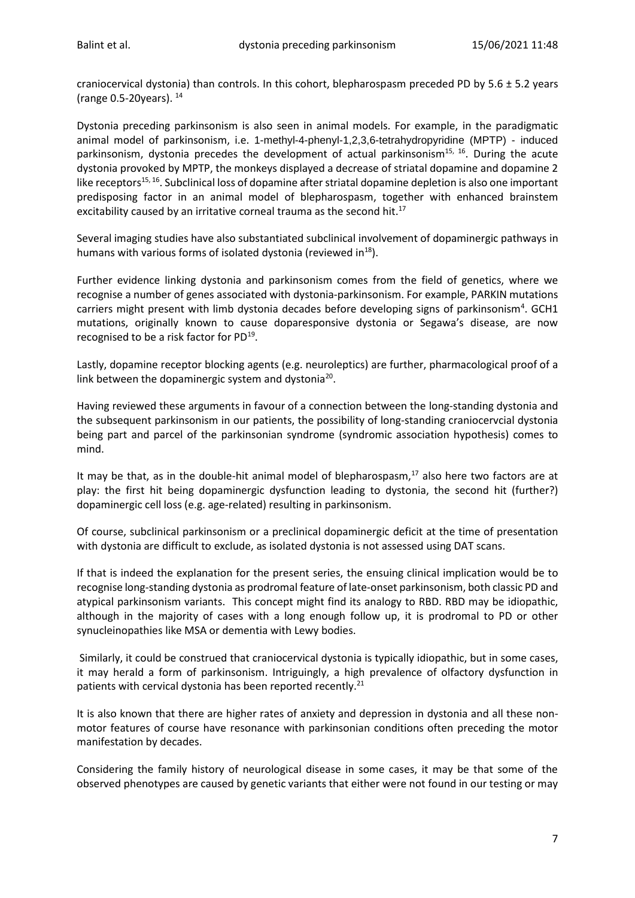craniocervical dystonia) than controls. In this cohort, blepharospasm preceded PD by 5.6 ± 5.2 years (range 0.5-20years). [14]

Dystonia preceding parkinsonism is also seen in animal models. For example, in the paradigmatic animal model of parkinsonism, i.e. 1-methyl-4-phenyl-1,2,3,6-tetrahydropyridine (MPTP) - induced parkinsonism, dystonia precedes the development of actual parkinsonism[15, 16]. During the acute dystonia provoked by MPTP, the monkeys displayed a decrease of striatal dopamine and dopamine 2 like receptors[15, 16]. Subclinical loss of dopamine after striatal dopamine depletion is also one important predisposing factor in an animal model of blepharospasm, together with enhanced brainstem excitability caused by an irritative corneal trauma as the second hit.[17]

Several imaging studies have also substantiated subclinical involvement of dopaminergic pathways in humans with various forms of isolated dystonia (reviewed in[18]).

Further evidence linking dystonia and parkinsonism comes from the field of genetics, where we recognise a number of genes associated with dystonia-parkinsonism. For example, PARKIN mutations carriers might present with limb dystonia decades before developing signs of parkinsonism[4]. GCH1 mutations, originally known to cause doparesponsive dystonia or Segawa's disease, are now recognised to be a risk factor for PD[19].

Lastly, dopamine receptor blocking agents (e.g. neuroleptics) are further, pharmacological proof of a link between the dopaminergic system and dystonia[20].

Having reviewed these arguments in favour of a connection between the long-standing dystonia and the subsequent parkinsonism in our patients, the possibility of long-standing craniocervcial dystonia being part and parcel of the parkinsonian syndrome (syndromic association hypothesis) comes to mind.

It may be that, as in the double-hit animal model of blepharospasm,[17] also here two factors are at play: the first hit being dopaminergic dysfunction leading to dystonia, the second hit (further?) dopaminergic cell loss (e.g. age-related) resulting in parkinsonism.

Of course, subclinical parkinsonism or a preclinical dopaminergic deficit at the time of presentation with dystonia are difficult to exclude, as isolated dystonia is not assessed using DAT scans.

If that is indeed the explanation for the present series, the ensuing clinical implication would be to recognise long-standing dystonia as prodromal feature of late-onset parkinsonism, both classic PD and atypical parkinsonism variants. This concept might find its analogy to RBD. RBD may be idiopathic, although in the majority of cases with a long enough follow up, it is prodromal to PD or other synucleinopathies like MSA or dementia with Lewy bodies.

Similarly, it could be construed that craniocervical dystonia is typically idiopathic, but in some cases, it may herald a form of parkinsonism. Intriguingly, a high prevalence of olfactory dysfunction in patients with cervical dystonia has been reported recently.[21]

It is also known that there are higher rates of anxiety and depression in dystonia and all these non-motor features of course have resonance with parkinsonian conditions often preceding the motor manifestation by decades.

Considering the family history of neurological disease in some cases, it may be that some of the observed phenotypes are caused by genetic variants that either were not found in our testing or may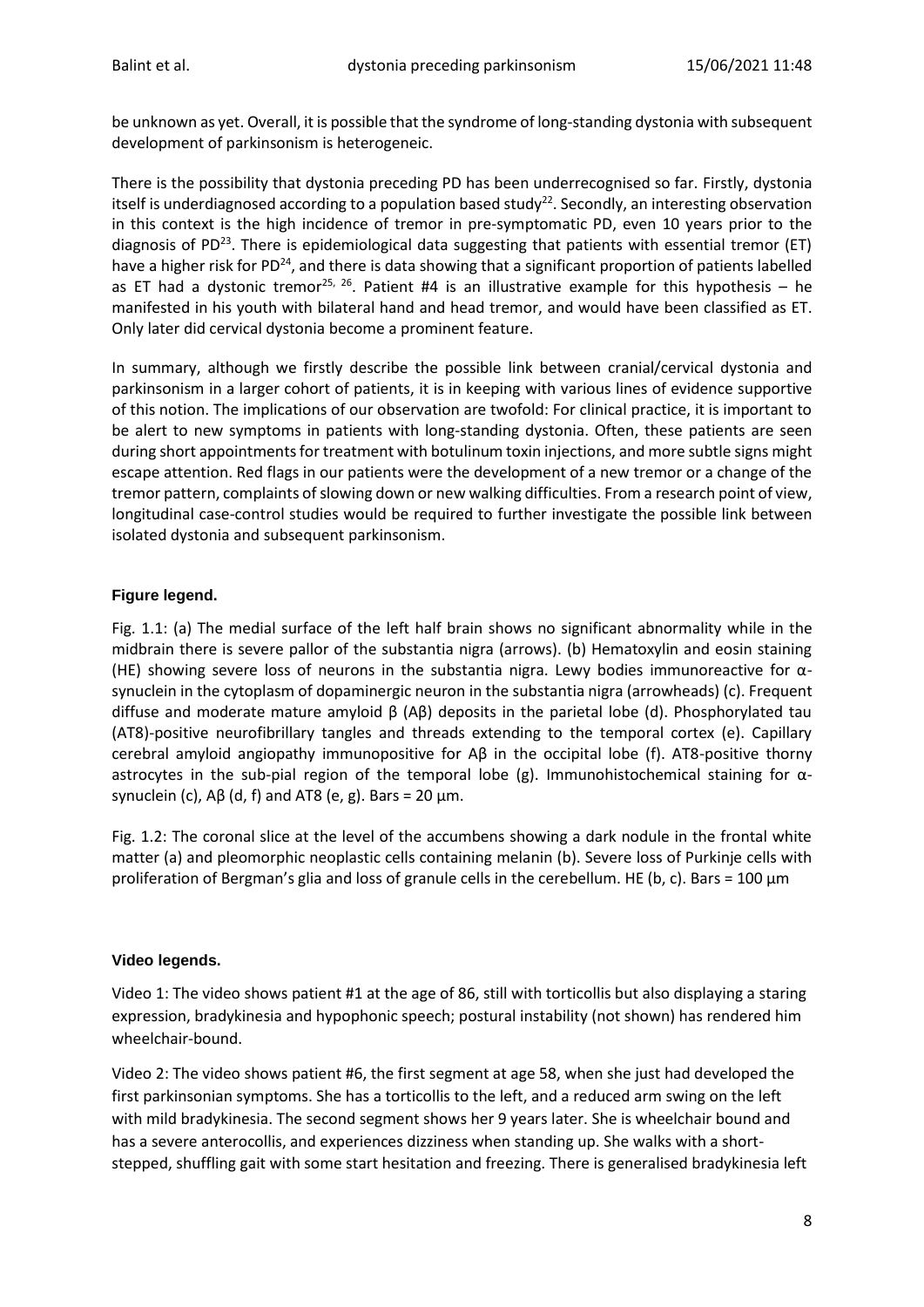be unknown as yet. Overall, it is possible that the syndrome of long-standing dystonia with subsequent development of parkinsonism is heterogeneic.

There is the possibility that dystonia preceding PD has been underrecognised so far. Firstly, dystonia itself is underdiagnosed according to a population based study[22]. Secondly, an interesting observation in this context is the high incidence of tremor in pre-symptomatic PD, even 10 years prior to the diagnosis of PD[23]. There is epidemiological data suggesting that patients with essential tremor (ET) have a higher risk for PD[24], and there is data showing that a significant proportion of patients labelled as ET had a dystonic tremor[25, 26]. Patient #4 is an illustrative example for this hypothesis – he manifested in his youth with bilateral hand and head tremor, and would have been classified as ET. Only later did cervical dystonia become a prominent feature.

In summary, although we firstly describe the possible link between cranial/cervical dystonia and parkinsonism in a larger cohort of patients, it is in keeping with various lines of evidence supportive of this notion. The implications of our observation are twofold: For clinical practice, it is important to be alert to new symptoms in patients with long-standing dystonia. Often, these patients are seen during short appointments for treatment with botulinum toxin injections, and more subtle signs might escape attention. Red flags in our patients were the development of a new tremor or a change of the tremor pattern, complaints of slowing down or new walking difficulties. From a research point of view, longitudinal case-control studies would be required to further investigate the possible link between isolated dystonia and subsequent parkinsonism.

### Figure legend.

Fig. 1.1: (a) The medial surface of the left half brain shows no significant abnormality while in the midbrain there is severe pallor of the substantia nigra (arrows). (b) Hematoxylin and eosin staining (HE) showing severe loss of neurons in the substantia nigra. Lewy bodies immunoreactive for α-synuclein in the cytoplasm of dopaminergic neuron in the substantia nigra (arrowheads) (c). Frequent diffuse and moderate mature amyloid β (Aβ) deposits in the parietal lobe (d). Phosphorylated tau (AT8)-positive neurofibrillary tangles and threads extending to the temporal cortex (e). Capillary cerebral amyloid angiopathy immunopositive for Aβ in the occipital lobe (f). AT8-positive thorny astrocytes in the sub-pial region of the temporal lobe (g). Immunohistochemical staining for α-synuclein (c), Aβ (d, f) and AT8 (e, g). Bars = 20 µm.

Fig. 1.2: The coronal slice at the level of the accumbens showing a dark nodule in the frontal white matter (a) and pleomorphic neoplastic cells containing melanin (b). Severe loss of Purkinje cells with proliferation of Bergman's glia and loss of granule cells in the cerebellum. HE (b, c). Bars = 100 µm

### Video legends.

Video 1: The video shows patient #1 at the age of 86, still with torticollis but also displaying a staring expression, bradykinesia and hypophonic speech; postural instability (not shown) has rendered him wheelchair-bound.

Video 2: The video shows patient #6, the first segment at age 58, when she just had developed the first parkinsonian symptoms. She has a torticollis to the left, and a reduced arm swing on the left with mild bradykinesia. The second segment shows her 9 years later. She is wheelchair bound and has a severe anterocollis, and experiences dizziness when standing up. She walks with a short-stepped, shuffling gait with some start hesitation and freezing. There is generalised bradykinesia left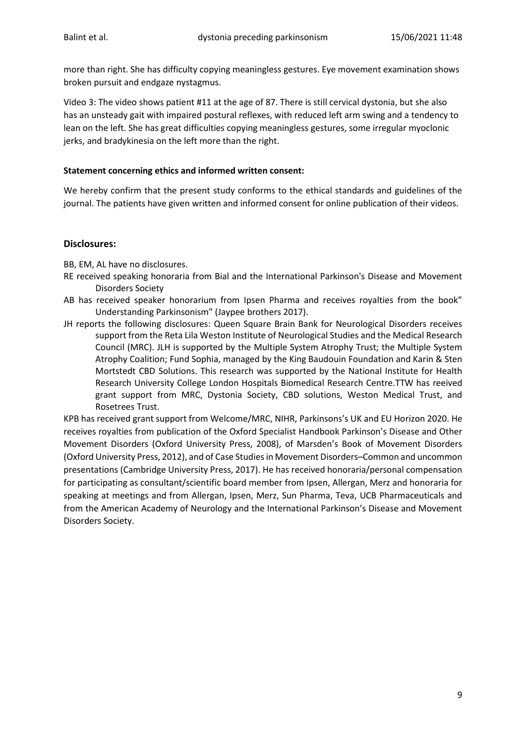more than right. She has difficulty copying meaningless gestures. Eye movement examination shows broken pursuit and endgaze nystagmus.

Video 3: The video shows patient #11 at the age of 87. There is still cervical dystonia, but she also has an unsteady gait with impaired postural reflexes, with reduced left arm swing and a tendency to lean on the left. She has great difficulties copying meaningless gestures, some irregular myoclonic jerks, and bradykinesia on the left more than the right.

**Statement concerning ethics and informed written consent:**

We hereby confirm that the present study conforms to the ethical standards and guidelines of the journal. The patients have given written and informed consent for online publication of their videos.

## Disclosures:

BB, EM, AL have no disclosures.

RE received speaking honoraria from Bial and the International Parkinson's Disease and Movement Disorders Society

AB has received speaker honorarium from Ipsen Pharma and receives royalties from the book" Understanding Parkinsonism" (Jaypee brothers 2017).

JH reports the following disclosures: Queen Square Brain Bank for Neurological Disorders receives support from the Reta Lila Weston Institute of Neurological Studies and the Medical Research Council (MRC). JLH is supported by the Multiple System Atrophy Trust; the Multiple System Atrophy Coalition; Fund Sophia, managed by the King Baudouin Foundation and Karin & Sten Mortstedt CBD Solutions. This research was supported by the National Institute for Health Research University College London Hospitals Biomedical Research Centre.TTW has reeived grant support from MRC, Dystonia Society, CBD solutions, Weston Medical Trust, and Rosetrees Trust.

KPB has received grant support from Welcome/MRC, NIHR, Parkinsons's UK and EU Horizon 2020. He receives royalties from publication of the Oxford Specialist Handbook Parkinson's Disease and Other Movement Disorders (Oxford University Press, 2008), of Marsden's Book of Movement Disorders (Oxford University Press, 2012), and of Case Studies in Movement Disorders–Common and uncommon presentations (Cambridge University Press, 2017). He has received honoraria/personal compensation for participating as consultant/scientific board member from Ipsen, Allergan, Merz and honoraria for speaking at meetings and from Allergan, Ipsen, Merz, Sun Pharma, Teva, UCB Pharmaceuticals and from the American Academy of Neurology and the International Parkinson's Disease and Movement Disorders Society.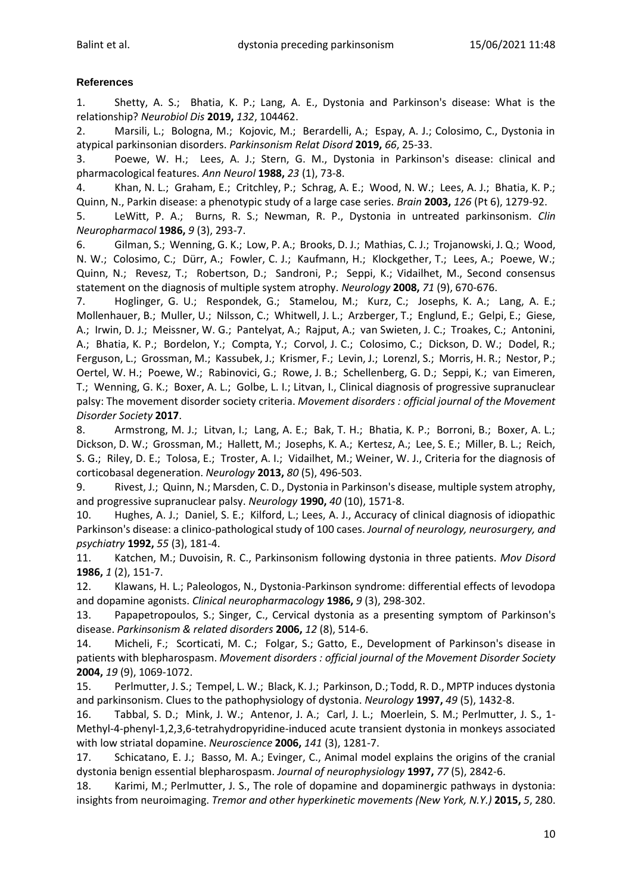#### References

1. Shetty, A. S.; Bhatia, K. P.; Lang, A. E., Dystonia and Parkinson's disease: What is the relationship? *Neurobiol Dis* **2019,** *132*, 104462.
2. Marsili, L.; Bologna, M.; Kojovic, M.; Berardelli, A.; Espay, A. J.; Colosimo, C., Dystonia in atypical parkinsonian disorders. *Parkinsonism Relat Disord* **2019,** *66*, 25-33.
3. Poewe, W. H.; Lees, A. J.; Stern, G. M., Dystonia in Parkinson's disease: clinical and pharmacological features. *Ann Neurol* **1988,** *23* (1), 73-8.
4. Khan, N. L.; Graham, E.; Critchley, P.; Schrag, A. E.; Wood, N. W.; Lees, A. J.; Bhatia, K. P.; Quinn, N., Parkin disease: a phenotypic study of a large case series. *Brain* **2003,** *126* (Pt 6), 1279-92.
5. LeWitt, P. A.; Burns, R. S.; Newman, R. P., Dystonia in untreated parkinsonism. *Clin Neuropharmacol* **1986,** *9* (3), 293-7.
6. Gilman, S.; Wenning, G. K.; Low, P. A.; Brooks, D. J.; Mathias, C. J.; Trojanowski, J. Q.; Wood, N. W.; Colosimo, C.; Dürr, A.; Fowler, C. J.; Kaufmann, H.; Klockgether, T.; Lees, A.; Poewe, W.; Quinn, N.; Revesz, T.; Robertson, D.; Sandroni, P.; Seppi, K.; Vidailhet, M., Second consensus statement on the diagnosis of multiple system atrophy. *Neurology* **2008,** *71* (9), 670-676.
7. Hoglinger, G. U.; Respondek, G.; Stamelou, M.; Kurz, C.; Josephs, K. A.; Lang, A. E.; Mollenhauer, B.; Muller, U.; Nilsson, C.; Whitwell, J. L.; Arzberger, T.; Englund, E.; Gelpi, E.; Giese, A.; Irwin, D. J.; Meissner, W. G.; Pantelyat, A.; Rajput, A.; van Swieten, J. C.; Troakes, C.; Antonini, A.; Bhatia, K. P.; Bordelon, Y.; Compta, Y.; Corvol, J. C.; Colosimo, C.; Dickson, D. W.; Dodel, R.; Ferguson, L.; Grossman, M.; Kassubek, J.; Krismer, F.; Levin, J.; Lorenzl, S.; Morris, H. R.; Nestor, P.; Oertel, W. H.; Poewe, W.; Rabinovici, G.; Rowe, J. B.; Schellenberg, G. D.; Seppi, K.; van Eimeren, T.; Wenning, G. K.; Boxer, A. L.; Golbe, L. I.; Litvan, I., Clinical diagnosis of progressive supranuclear palsy: The movement disorder society criteria. *Movement disorders : official journal of the Movement Disorder Society* **2017**.
8. Armstrong, M. J.; Litvan, I.; Lang, A. E.; Bak, T. H.; Bhatia, K. P.; Borroni, B.; Boxer, A. L.; Dickson, D. W.; Grossman, M.; Hallett, M.; Josephs, K. A.; Kertesz, A.; Lee, S. E.; Miller, B. L.; Reich, S. G.; Riley, D. E.; Tolosa, E.; Troster, A. I.; Vidailhet, M.; Weiner, W. J., Criteria for the diagnosis of corticobasal degeneration. *Neurology* **2013,** *80* (5), 496-503.
9. Rivest, J.; Quinn, N.; Marsden, C. D., Dystonia in Parkinson's disease, multiple system atrophy, and progressive supranuclear palsy. *Neurology* **1990,** *40* (10), 1571-8.
10. Hughes, A. J.; Daniel, S. E.; Kilford, L.; Lees, A. J., Accuracy of clinical diagnosis of idiopathic Parkinson's disease: a clinico-pathological study of 100 cases. *Journal of neurology, neurosurgery, and psychiatry* **1992,** *55* (3), 181-4.
11. Katchen, M.; Duvoisin, R. C., Parkinsonism following dystonia in three patients. *Mov Disord* **1986,** *1* (2), 151-7.
12. Klawans, H. L.; Paleologos, N., Dystonia-Parkinson syndrome: differential effects of levodopa and dopamine agonists. *Clinical neuropharmacology* **1986,** *9* (3), 298-302.
13. Papapetropoulos, S.; Singer, C., Cervical dystonia as a presenting symptom of Parkinson's disease. *Parkinsonism & related disorders* **2006,** *12* (8), 514-6.
14. Micheli, F.; Scorticati, M. C.; Folgar, S.; Gatto, E., Development of Parkinson's disease in patients with blepharospasm. *Movement disorders : official journal of the Movement Disorder Society* **2004,** *19* (9), 1069-1072.
15. Perlmutter, J. S.; Tempel, L. W.; Black, K. J.; Parkinson, D.; Todd, R. D., MPTP induces dystonia and parkinsonism. Clues to the pathophysiology of dystonia. *Neurology* **1997,** *49* (5), 1432-8.
16. Tabbal, S. D.; Mink, J. W.; Antenor, J. A.; Carl, J. L.; Moerlein, S. M.; Perlmutter, J. S., 1-Methyl-4-phenyl-1,2,3,6-tetrahydropyridine-induced acute transient dystonia in monkeys associated with low striatal dopamine. *Neuroscience* **2006,** *141* (3), 1281-7.
17. Schicatano, E. J.; Basso, M. A.; Evinger, C., Animal model explains the origins of the cranial dystonia benign essential blepharospasm. *Journal of neurophysiology* **1997,** *77* (5), 2842-6.
18. Karimi, M.; Perlmutter, J. S., The role of dopamine and dopaminergic pathways in dystonia: insights from neuroimaging. *Tremor and other hyperkinetic movements (New York, N.Y.)* **2015,** *5*, 280.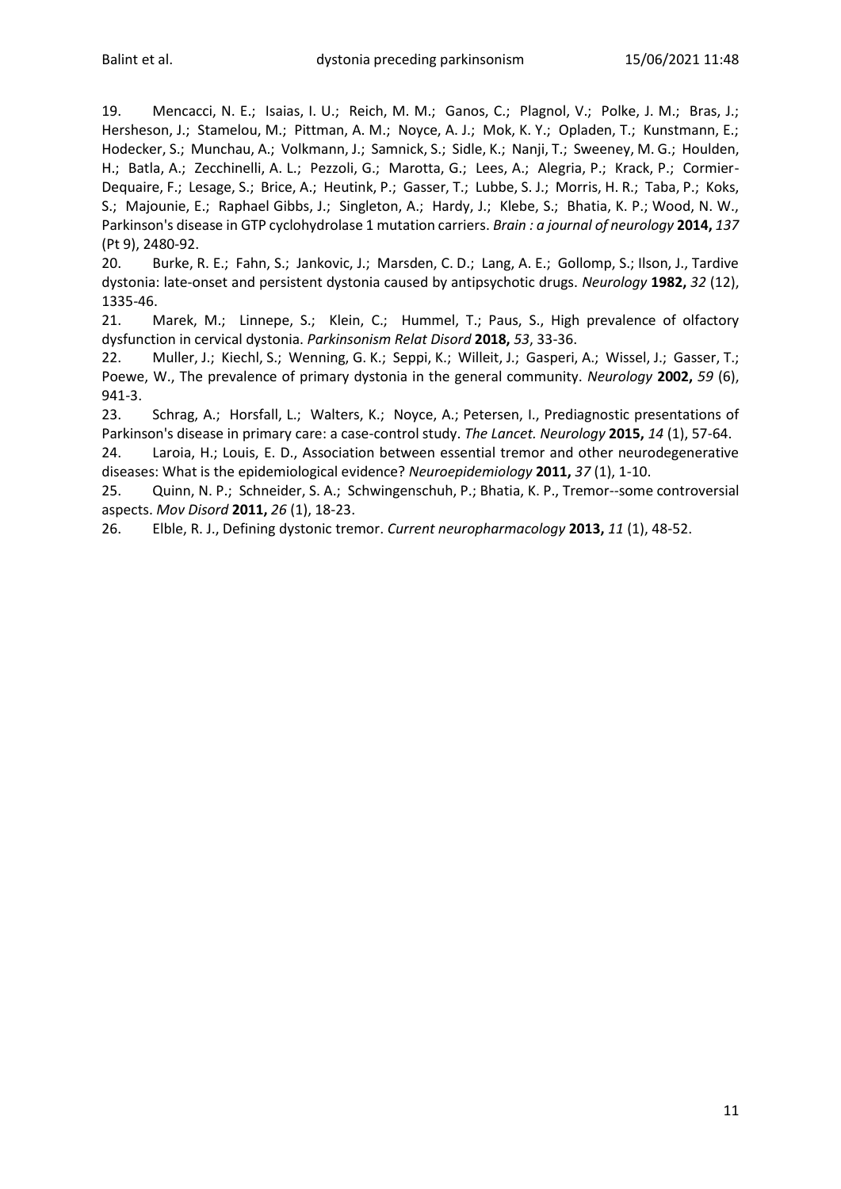19. Mencacci, N. E.; Isaias, I. U.; Reich, M. M.; Ganos, C.; Plagnol, V.; Polke, J. M.; Bras, J.; Hersheson, J.; Stamelou, M.; Pittman, A. M.; Noyce, A. J.; Mok, K. Y.; Opladen, T.; Kunstmann, E.; Hodecker, S.; Munchau, A.; Volkmann, J.; Samnick, S.; Sidle, K.; Nanji, T.; Sweeney, M. G.; Houlden, H.; Batla, A.; Zecchinelli, A. L.; Pezzoli, G.; Marotta, G.; Lees, A.; Alegria, P.; Krack, P.; Cormier-Dequaire, F.; Lesage, S.; Brice, A.; Heutink, P.; Gasser, T.; Lubbe, S. J.; Morris, H. R.; Taba, P.; Koks, S.; Majounie, E.; Raphael Gibbs, J.; Singleton, A.; Hardy, J.; Klebe, S.; Bhatia, K. P.; Wood, N. W., Parkinson's disease in GTP cyclohydrolase 1 mutation carriers. *Brain : a journal of neurology* **2014,** *137* (Pt 9), 2480-92.

20. Burke, R. E.; Fahn, S.; Jankovic, J.; Marsden, C. D.; Lang, A. E.; Gollomp, S.; Ilson, J., Tardive dystonia: late-onset and persistent dystonia caused by antipsychotic drugs. *Neurology* **1982,** *32* (12), 1335-46.

21. Marek, M.; Linnepe, S.; Klein, C.; Hummel, T.; Paus, S., High prevalence of olfactory dysfunction in cervical dystonia. *Parkinsonism Relat Disord* **2018,** *53*, 33-36.

22. Muller, J.; Kiechl, S.; Wenning, G. K.; Seppi, K.; Willeit, J.; Gasperi, A.; Wissel, J.; Gasser, T.; Poewe, W., The prevalence of primary dystonia in the general community. *Neurology* **2002,** *59* (6), 941-3.

23. Schrag, A.; Horsfall, L.; Walters, K.; Noyce, A.; Petersen, I., Prediagnostic presentations of Parkinson's disease in primary care: a case-control study. *The Lancet. Neurology* **2015,** *14* (1), 57-64.

24. Laroia, H.; Louis, E. D., Association between essential tremor and other neurodegenerative diseases: What is the epidemiological evidence? *Neuroepidemiology* **2011,** *37* (1), 1-10.

25. Quinn, N. P.; Schneider, S. A.; Schwingenschuh, P.; Bhatia, K. P., Tremor--some controversial aspects. *Mov Disord* **2011,** *26* (1), 18-23.

26. Elble, R. J., Defining dystonic tremor. *Current neuropharmacology* **2013,** *11* (1), 48-52.